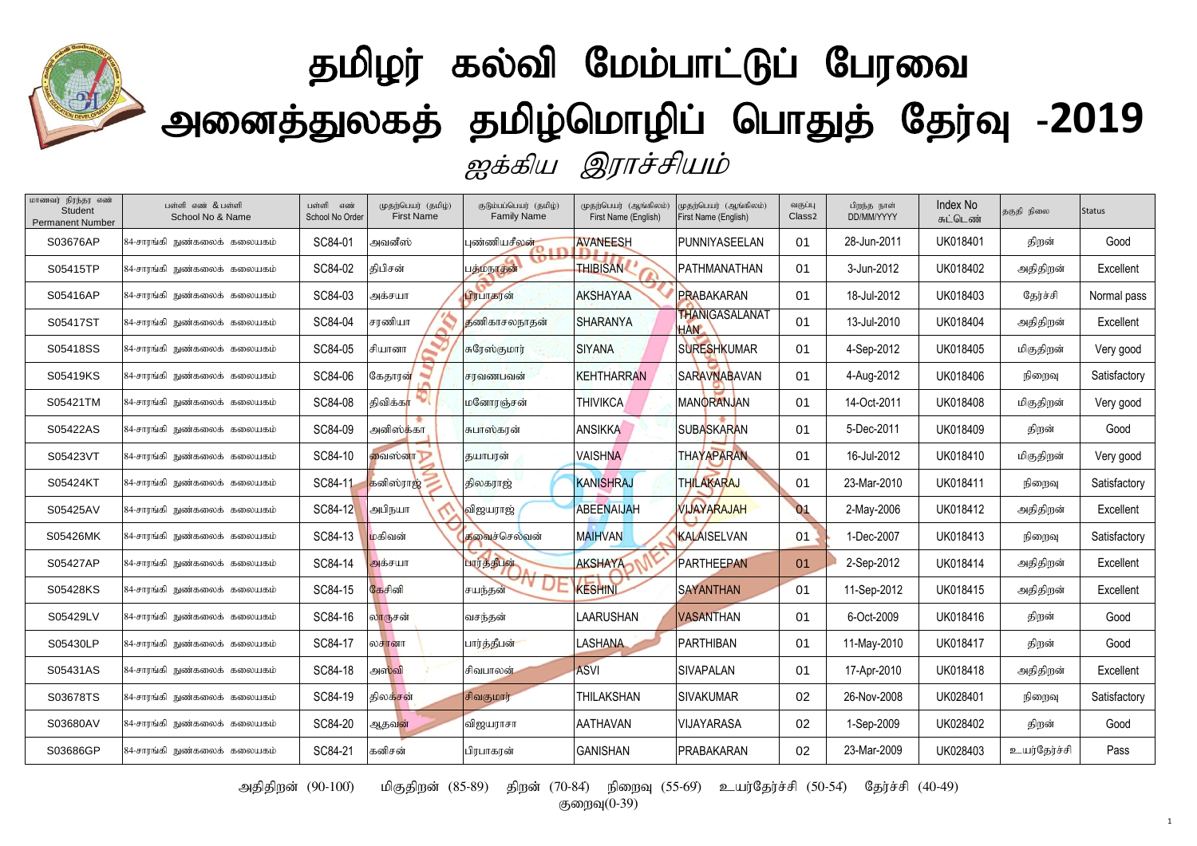# தமிழர் கல்வி மேம்பாட்டுப் பேரவை

# அனைத்துலகத் தமிழ்மொழிப் பொதுத் தேர்வு -2019

## ஐக்கிய இராச்சியம்

| மாணவர் நிரந்தர எண் Student Permanent Number | பள்ளி எண் & பள்ளி School No & Name | பள்ளி எண் School No Order | முதற்பெயர் (தமிழ்) First Name | குடும்பப்பெயர் (தமிழ்) Family Name | முதற்பெயர் (ஆங்கிலம்) First Name (English) | முதற்பெயர் (ஆங்கிலம்) First Name (English) | வகுப்பு Class2 | பிறந்த நாள் DD/MM/YYYY | Index No சுட்டெண் | தகுதி நிலை | Status |
|---|---|---|---|---|---|---|---|---|---|---|---|
| S03676AP | 84-சாரங்கி நுண்கலைக் கலையகம் | SC84-01 | அவனீஸ் | புண்ணியசீலன் | AVANEESH | PUNNIYASEELAN | 01 | 28-Jun-2011 | UK018401 | திறன் | Good |
| S05415TP | 84-சாரங்கி நுண்கலைக் கலையகம் | SC84-02 | திபிசன் | பத்மநாதன் | THIBISAN | PATHMANATHAN | 01 | 3-Jun-2012 | UK018402 | அதிதிறன் | Excellent |
| S05416AP | 84-சாரங்கி நுண்கலைக் கலையகம் | SC84-03 | அக்சயா | பிரபாகரன் | AKSHAYAA | PRABAKARAN | 01 | 18-Jul-2012 | UK018403 | தேர்ச்சி | Normal pass |
| S05417ST | 84-சாரங்கி நுண்கலைக் கலையகம் | SC84-04 | சரணியா | தணிகாசலநாதன் | SHARANYA | THANIGASALANATHAN | 01 | 13-Jul-2010 | UK018404 | அதிதிறன் | Excellent |
| S05418SS | 84-சாரங்கி நுண்கலைக் கலையகம் | SC84-05 | சியானா | சுரேஸ்குமார் | SIYANA | SURESHKUMAR | 01 | 4-Sep-2012 | UK018405 | மிகுதிறன் | Very good |
| S05419KS | 84-சாரங்கி நுண்கலைக் கலையகம் | SC84-06 | கேதாரன் | சரவணபவன் | KEHTHARRAN | SARAVNABAVAN | 01 | 4-Aug-2012 | UK018406 | நிறைவு | Satisfactory |
| S05421TM | 84-சாரங்கி நுண்கலைக் கலையகம் | SC84-08 | திவிக்கா | மனோரஞ்சன் | THIVIKCA | MANORANJAN | 01 | 14-Oct-2011 | UK018408 | மிகுதிறன் | Very good |
| S05422AS | 84-சாரங்கி நுண்கலைக் கலையகம் | SC84-09 | அன்ஸிக்கா | சுபாஸ்கரன் | ANSIKKA | SUBASKARAN | 01 | 5-Dec-2011 | UK018409 | திறன் | Good |
| S05423VT | 84-சாரங்கி நுண்கலைக் கலையகம் | SC84-10 | வைஸ்னா | தயாபரன் | VAISHNA | THAYAPARAN | 01 | 16-Jul-2012 | UK018410 | மிகுதிறன் | Very good |
| S05424KT | 84-சாரங்கி நுண்கலைக் கலையகம் | SC84-11 | கனிஸ்ராஜ் | திலகராஜ் | KANISHRAJ | THILAKARAJ | 01 | 23-Mar-2010 | UK018411 | நிறைவு | Satisfactory |
| S05425AV | 84-சாரங்கி நுண்கலைக் கலையகம் | SC84-12 | அபிநயா | விஜயராஜ் | ABEENAIJAH | VIJAYARAJAH | 01 | 2-May-2006 | UK018412 | அதிதிறன் | Excellent |
| S05426MK | 84-சாரங்கி நுண்கலைக் கலையகம் | SC84-13 | மகிவன் | கலைச்செல்வன் | MAIHVAN | KALAISELVAN | 01 | 1-Dec-2007 | UK018413 | நிறைவு | Satisfactory |
| S05427AP | 84-சாரங்கி நுண்கலைக் கலையகம் | SC84-14 | அக்சயா | பார்த்தீபன் | AKSHAYA | PARTHEEPAN | 01 | 2-Sep-2012 | UK018414 | அதிதிறன் | Excellent |
| S05428KS | 84-சாரங்கி நுண்கலைக் கலையகம் | SC84-15 | கேசினி | சயந்தன் | KESHINI | SAYANTHAN | 01 | 11-Sep-2012 | UK018415 | அதிதிறன் | Excellent |
| S05429LV | 84-சாரங்கி நுண்கலைக் கலையகம் | SC84-16 | லாருசன் | வசந்தன் | LAARUSHAN | VASANTHAN | 01 | 6-Oct-2009 | UK018416 | திறன் | Good |
| S05430LP | 84-சாரங்கி நுண்கலைக் கலையகம் | SC84-17 | லசானா | பார்த்தீபன் | LASHANA | PARTHIBAN | 01 | 11-May-2010 | UK018417 | திறன் | Good |
| S05431AS | 84-சாரங்கி நுண்கலைக் கலையகம் | SC84-18 | அஸ்வி | சிவபாலன் | ASVI | SIVAPALAN | 01 | 17-Apr-2010 | UK018418 | அதிதிறன் | Excellent |
| S03678TS | 84-சாரங்கி நுண்கலைக் கலையகம் | SC84-19 | திலக்சன் | சிவகுமார் | THILAKSHAN | SIVAKUMAR | 02 | 26-Nov-2008 | UK028401 | நிறைவு | Satisfactory |
| S03680AV | 84-சாரங்கி நுண்கலைக் கலையகம் | SC84-20 | ஆதவன் | விஜயராசா | AATHAVAN | VIJAYARASA | 02 | 1-Sep-2009 | UK028402 | திறன் | Good |
| S03686GP | 84-சாரங்கி நுண்கலைக் கலையகம் | SC84-21 | கனிசன் | பிரபாகரன் | GANISHAN | PRABAKARAN | 02 | 23-Mar-2009 | UK028403 | உயர்தேர்ச்சி | Pass |

அதிதிறன் (90-100) மிகுதிறன் (85-89) திறன் (70-84) நிறைவு (55-69) உயர்தேர்ச்சி (50-54) தேர்ச்சி (40-49) குறைவு(0-39)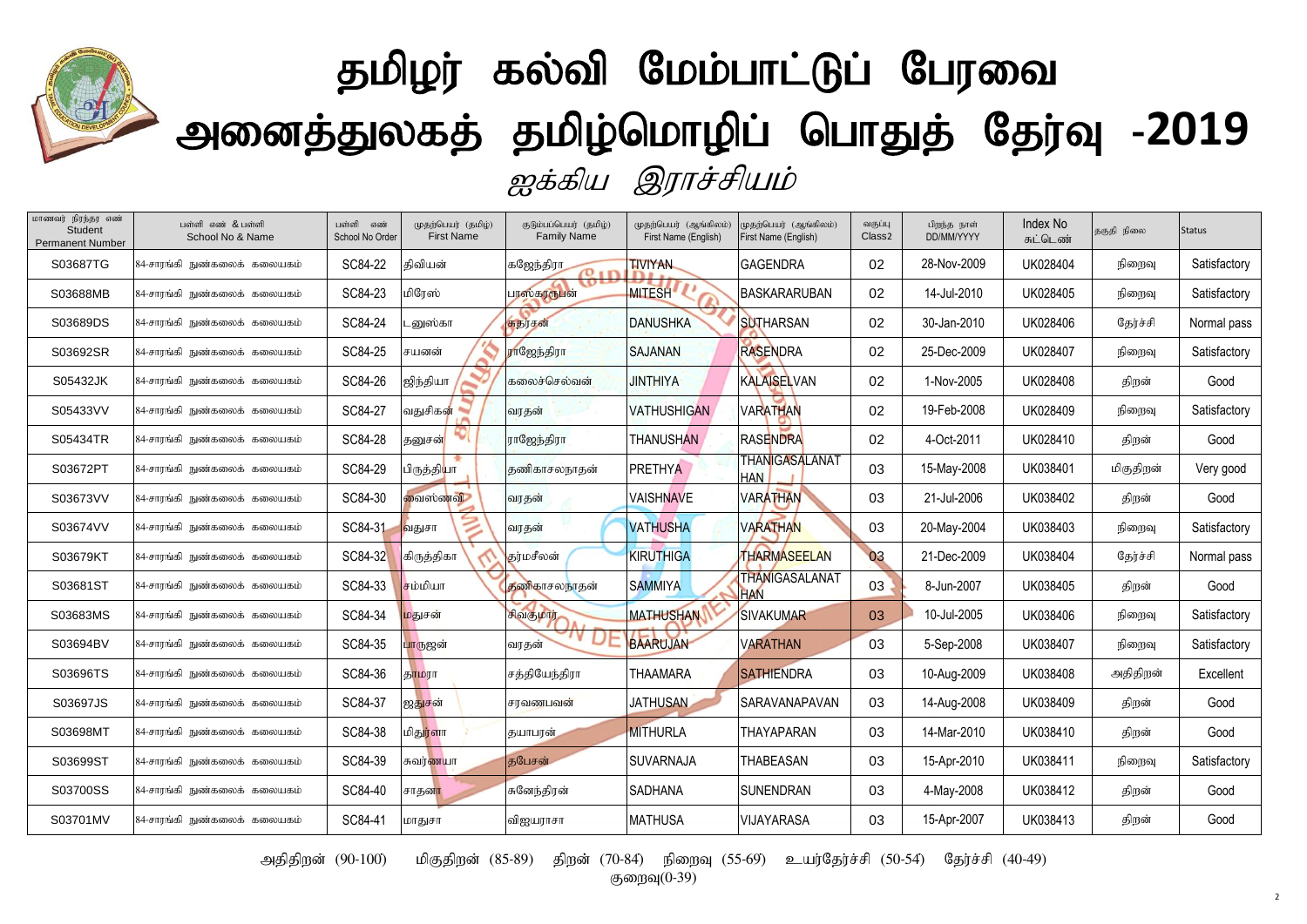# தமிழர் கல்வி மேம்பாட்டுப் பேரவை

# அனைத்துலகத் தமிழ்மொழிப் பொதுத் தேர்வு -2019

### *ஐக்கிய இராச்சியம்*

| மாணவர் நிரந்தர எண் Student Permanent Number | பள்ளி எண் & பள்ளி School No & Name | பள்ளி எண் School No Order | முதற்பெயர் (தமிழ்) First Name | குடும்பப்பெயர் (தமிழ்) Family Name | முதற்பெயர் (ஆங்கிலம்) First Name (English) | முதற்பெயர் (ஆங்கிலம்) First Name (English) | வகுப்பு Class2 | பிறந்த நாள் DD/MM/YYYY | Index No சுட்டெண் | தகுதி நிலை | Status |
|---|---|---|---|---|---|---|---|---|---|---|---|
| S03687TG | 84-சாரங்கி நுண்கலைக் கலையகம் | SC84-22 | திவியன் | கஜேந்திரா | TIVIYAN | GAGENDRA | 02 | 28-Nov-2009 | UK028404 | நிறைவு | Satisfactory |
| S03688MB | 84-சாரங்கி நுண்கலைக் கலையகம் | SC84-23 | மிரேஸ் | பாஸ்கரரூபன் | MITESH | BASKARARUBAN | 02 | 14-Jul-2010 | UK028405 | நிறைவு | Satisfactory |
| S03689DS | 84-சாரங்கி நுண்கலைக் கலையகம் | SC84-24 | டனுஸ்கா | சுதர்சன் | DANUSHKA | SUTHARSAN | 02 | 30-Jan-2010 | UK028406 | தேர்ச்சி | Normal pass |
| S03692SR | 84-சாரங்கி நுண்கலைக் கலையகம் | SC84-25 | சயனன் | ராஜேந்திரா | SAJANAN | RASENDRA | 02 | 25-Dec-2009 | UK028407 | நிறைவு | Satisfactory |
| S05432JK | 84-சாரங்கி நுண்கலைக் கலையகம் | SC84-26 | ஜிந்தியா | கலைச்செல்வன் | JINTHIYA | KALAISELVAN | 02 | 1-Nov-2005 | UK028408 | திறன் | Good |
| S05433VV | 84-சாரங்கி நுண்கலைக் கலையகம் | SC84-27 | வதுசிகன் | வரதன் | VATHUSHIGAN | VARATHAN | 02 | 19-Feb-2008 | UK028409 | நிறைவு | Satisfactory |
| S05434TR | 84-சாரங்கி நுண்கலைக் கலையகம் | SC84-28 | தனுசன் | ராஜேந்திரா | THANUSHAN | RASENDRA | 02 | 4-Oct-2011 | UK028410 | திறன் | Good |
| S03672PT | 84-சாரங்கி நுண்கலைக் கலையகம் | SC84-29 | பிருத்தியா | தணிகாசலநாதன் | PRETHYA | THANIGASALANATHAN | 03 | 15-May-2008 | UK038401 | மிகுதிறன் | Very good |
| S03673VV | 84-சாரங்கி நுண்கலைக் கலையகம் | SC84-30 | வைஸ்ணவி | வரதன் | VAISHNAVE | VARATHAN | 03 | 21-Jul-2006 | UK038402 | திறன் | Good |
| S03674VV | 84-சாரங்கி நுண்கலைக் கலையகம் | SC84-31 | வதுசா | வரதன் | VATHUSHA | VARATHAN | 03 | 20-May-2004 | UK038403 | நிறைவு | Satisfactory |
| S03679KT | 84-சாரங்கி நுண்கலைக் கலையகம் | SC84-32 | கிருத்திகா | தர்மசீலன் | KIRUTHIGA | THARMASEELAN | 03 | 21-Dec-2009 | UK038404 | தேர்ச்சி | Normal pass |
| S03681ST | 84-சாரங்கி நுண்கலைக் கலையகம் | SC84-33 | சம்மியா | தணிகாசலநாதன் | SAMMIYA | THANIGASALANATHAN | 03 | 8-Jun-2007 | UK038405 | திறன் | Good |
| S03683MS | 84-சாரங்கி நுண்கலைக் கலையகம் | SC84-34 | மதுசன் | சிவகுமார் | MATHUSHAN | SIVAKUMAR | 03 | 10-Jul-2005 | UK038406 | நிறைவு | Satisfactory |
| S03694BV | 84-சாரங்கி நுண்கலைக் கலையகம் | SC84-35 | பாருஜன் | வரதன் | BAARUJAN | VARATHAN | 03 | 5-Sep-2008 | UK038407 | நிறைவு | Satisfactory |
| S03696TS | 84-சாரங்கி நுண்கலைக் கலையகம் | SC84-36 | தாமரா | சத்தியேந்திரா | THAAMARA | SATHIENDRA | 03 | 10-Aug-2009 | UK038408 | அதிதிறன் | Excellent |
| S03697JS | 84-சாரங்கி நுண்கலைக் கலையகம் | SC84-37 | ஜதுசன் | சரவணபவன் | JATHUSAN | SARAVANAPAVAN | 03 | 14-Aug-2008 | UK038409 | திறன் | Good |
| S03698MT | 84-சாரங்கி நுண்கலைக் கலையகம் | SC84-38 | மிதுர்ளா | தயாபரன் | MITHURLA | THAYAPARAN | 03 | 14-Mar-2010 | UK038410 | திறன் | Good |
| S03699ST | 84-சாரங்கி நுண்கலைக் கலையகம் | SC84-39 | சுவர்ணயா | தபேசன் | SUVARNAJA | THABEASAN | 03 | 15-Apr-2010 | UK038411 | நிறைவு | Satisfactory |
| S03700SS | 84-சாரங்கி நுண்கலைக் கலையகம் | SC84-40 | சாதனா | சுனேந்திரன் | SADHANA | SUNENDRAN | 03 | 4-May-2008 | UK038412 | திறன் | Good |
| S03701MV | 84-சாரங்கி நுண்கலைக் கலையகம் | SC84-41 | மாதுசா | விஜயராசா | MATHUSA | VIJAYARASA | 03 | 15-Apr-2007 | UK038413 | திறன் | Good |

அதிதிறன் (90-100) மிகுதிறன் (85-89) திறன் (70-84) நிறைவு (55-69) உயர்தேர்ச்சி (50-54) தேர்ச்சி (40-49) குறைவு(0-39)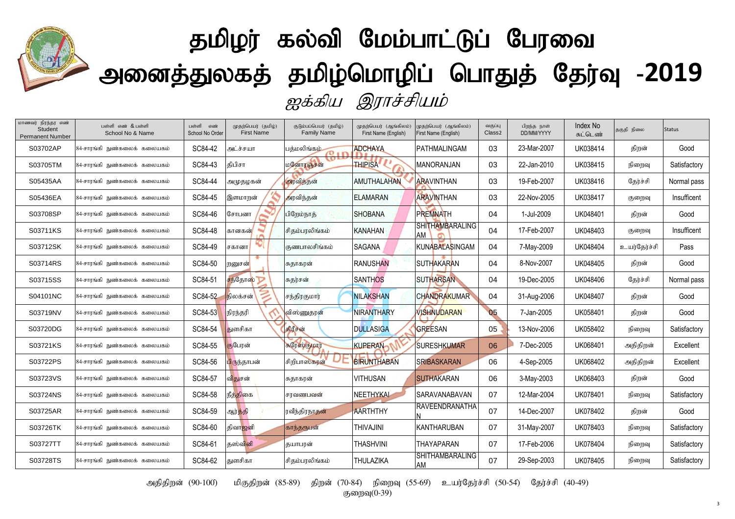# தமிழர் கல்வி மேம்பாட்டுப் பேரவை

# அனைத்துலகத் தமிழ்மொழிப் பொதுத் தேர்வு -2019

## *ஐக்கிய இராச்சியம்*

| மாணவர் நிரந்தர எண் Student Permanent Number | பள்ளி எண் & பள்ளி School No & Name | பள்ளி எண் School No Order | முதற்பெயர் (தமிழ்) First Name | குடும்பப்பெயர் (தமிழ்) Family Name | முதற்பெயர் (ஆங்கிலம்) First Name (English) | முதற்பெயர் (ஆங்கிலம்) First Name (English) | வகுப்பு Class2 | பிறந்த நாள் DD/MM/YYYY | Index No சுட்டெண் | தகுதி நிலை | Status |
|---|---|---|---|---|---|---|---|---|---|---|---|
| S03702AP | 84-சாரங்கி நுண்கலைக் கலையகம் | SC84-42 | அட்ச்சயா | பத்மலிங்கம் | ADCHAYA | PATHMALINGAM | 03 | 23-Mar-2007 | UK038414 | திறன் | Good |
| S03705TM | 84-சாரங்கி நுண்கலைக் கலையகம் | SC84-43 | திபிசா | மனோரஞ்சன் | THIPISA | MANORANJAN | 03 | 22-Jan-2010 | UK038415 | நிறைவு | Satisfactory |
| S05435AA | 84-சாரங்கி நுண்கலைக் கலையகம் | SC84-44 | அமுதழகன் | அரவிந்தன் | AMUTHALAHAN | ARAVINTHAN | 03 | 19-Feb-2007 | UK038416 | தேர்ச்சி | Normal pass |
| S05436EA | 84-சாரங்கி நுண்கலைக் கலையகம் | SC84-45 | இளமாறன் | அரவிந்தன் | ELAMARAN | ARAVINTHAN | 03 | 22-Nov-2005 | UK038417 | குறைவு | Insufficent |
| S03708SP | 84-சாரங்கி நுண்கலைக் கலையகம் | SC84-46 | சோபனா | பிறேம்நாத் | SHOBANA | PREMNATH | 04 | 1-Jul-2009 | UK048401 | திறன் | Good |
| S03711KS | 84-சாரங்கி நுண்கலைக் கலையகம் | SC84-48 | கானகன் | சிதம்பரலிங்கம் | KANAHAN | SHITHAMBARALINGAM | 04 | 17-Feb-2007 | UK048403 | குறைவு | Insufficent |
| S03712SK | 84-சாரங்கி நுண்கலைக் கலையகம் | SC84-49 | சகானா | குணபாலசிங்கம் | SAGANA | KUNABALASINGAM | 04 | 7-May-2009 | UK048404 | உயர்தேர்ச்சி | Pass |
| S03714RS | 84-சாரங்கி நுண்கலைக் கலையகம் | SC84-50 | றனுசன் | சுதாகரன் | RANUSHAN | SUTHAKARAN | 04 | 8-Nov-2007 | UK048405 | திறன் | Good |
| S03715SS | 84-சாரங்கி நுண்கலைக் கலையகம் | SC84-51 | சந்தோஸ் | சுதர்சன் | SANTHOS | SUTHARSAN | 04 | 19-Dec-2005 | UK048406 | தேர்ச்சி | Normal pass |
| S04101NC | 84-சாரங்கி நுண்கலைக் கலையகம் | SC84-52 | நிலக்சன் | சந்திரகுமார் | NILAKSHAN | CHANDRAKUMAR | 04 | 31-Aug-2006 | UK048407 | திறன் | Good |
| S03719NV | 84-சாரங்கி நுண்கலைக் கலையகம் | SC84-53 | நிரந்தரி | விஸ்ணுதரன் | NIRANTHARY | VISHNUDARAN | 05 | 7-Jan-2005 | UK058401 | திறன் | Good |
| S03720DG | 84-சாரங்கி நுண்கலைக் கலையகம் | SC84-54 | துளசிகா | கிரீசன் | DULLASIGA | GREESAN | 05 | 13-Nov-2006 | UK058402 | நிறைவு | Satisfactory |
| S03721KS | 84-சாரங்கி நுண்கலைக் கலையகம் | SC84-55 | குபேரன் | சுரேஸ்குமார் | KUPERAN | SURESHKUMAR | 06 | 7-Dec-2005 | UK068401 | அதிதிறன் | Excellent |
| S03722PS | 84-சாரங்கி நுண்கலைக் கலையகம் | SC84-56 | பிருந்தாபன் | சிறிபாஸ்கரன் | BIRUNTHABAN | SRIBASKARAN | 06 | 4-Sep-2005 | UK068402 | அதிதிறன் | Excellent |
| S03723VS | 84-சாரங்கி நுண்கலைக் கலையகம் | SC84-57 | விதுசன் | சுதாகரன் | VITHUSAN | SUTHAKARAN | 06 | 3-May-2003 | UK068403 | திறன் | Good |
| S03724NS | 84-சாரங்கி நுண்கலைக் கலையகம் | SC84-58 | நீத்திகை | சரவணபவன் | NEETHYKAI | SARAVANABAVAN | 07 | 12-Mar-2004 | UK078401 | நிறைவு | Satisfactory |
| S03725AR | 84-சாரங்கி நுண்கலைக் கலையகம் | SC84-59 | ஆர்த்தி | ரவீந்திரநாதன் | AARTHTHY | RAVEENDRANATHAN | 07 | 14-Dec-2007 | UK078402 | திறன் | Good |
| S03726TK | 84-சாரங்கி நுண்கலைக் கலையகம் | SC84-60 | திவாஜனி | காந்தருபன் | THIVAJINI | KANTHARUBAN | 07 | 31-May-2007 | UK078403 | நிறைவு | Satisfactory |
| S03727TT | 84-சாரங்கி நுண்கலைக் கலையகம் | SC84-61 | தஸ்வினி | தயாபரன் | THASHVINI | THAYAPARAN | 07 | 17-Feb-2006 | UK078404 | நிறைவு | Satisfactory |
| S03728TS | 84-சாரங்கி நுண்கலைக் கலையகம் | SC84-62 | துளசிகா | சிதம்பரலிங்கம் | THULAZIKA | SHITHAMBARALINGAM | 07 | 29-Sep-2003 | UK078405 | நிறைவு | Satisfactory |

அதிதிறன் (90-100) மிகுதிறன் (85-89) திறன் (70-84) நிறைவு (55-69) உயர்தேர்ச்சி (50-54) தேர்ச்சி (40-49) குறைவு(0-39)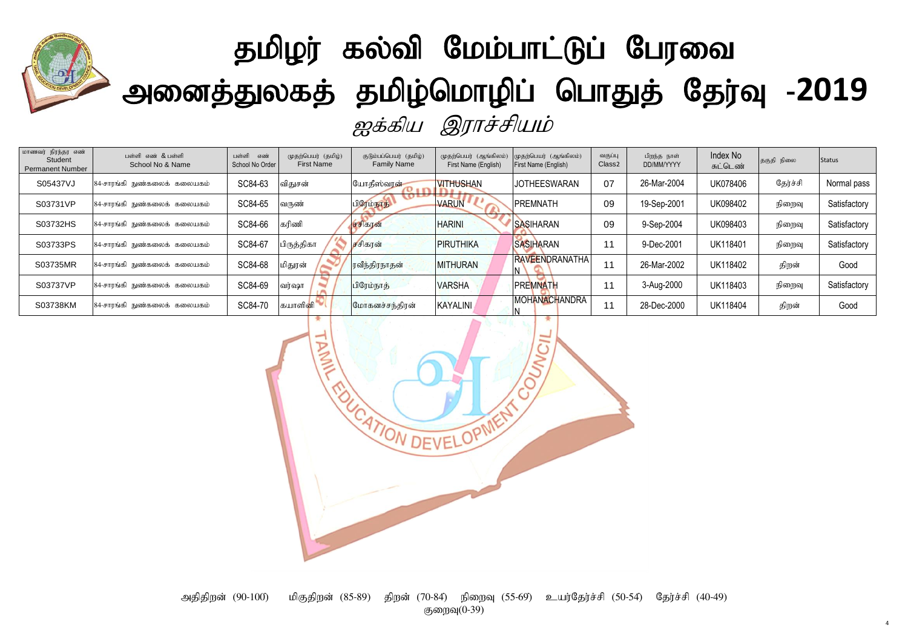# தமிழர் கல்வி மேம்பாட்டுப் பேரவை

# அனைத்துலகத் தமிழ்மொழிப் பொதுத் தேர்வு -2019

## ஐக்கிய இராச்சியம்

| மாணவர் நிரந்தர எண் Student Permanent Number | பள்ளி எண் & பள்ளி School No & Name | பள்ளி எண் School No Order | முதற்பெயர் (தமிழ்) First Name | குடும்பப்பெயர் (தமிழ்) Family Name | முதற்பெயர் (ஆங்கிலம்) First Name (English) | முதற்பெயர் (ஆங்கிலம்) First Name (English) | வகுப்பு Class2 | பிறந்த நாள் DD/MM/YYYY | Index No சுட்டெண் | தகுதி நிலை | Status |
|---|---|---|---|---|---|---|---|---|---|---|---|
| S05437VJ | 84-சாரங்கி நுண்கலைக் கலையகம் | SC84-63 | விதுசன் | யோதீஸ்வரன் | VITHUSHAN | JOTHEESWARAN | 07 | 26-Mar-2004 | UK078406 | தேர்ச்சி | Normal pass |
| S03731VP | 84-சாரங்கி நுண்கலைக் கலையகம் | SC84-65 | வருண் | பிறேம்நாத் | VARUN | PREMNATH | 09 | 19-Sep-2001 | UK098402 | நிறைவு | Satisfactory |
| S03732HS | 84-சாரங்கி நுண்கலைக் கலையகம் | SC84-66 | கரிணி | சசிகரன் | HARINI | SASIHARAN | 09 | 9-Sep-2004 | UK098403 | நிறைவு | Satisfactory |
| S03733PS | 84-சாரங்கி நுண்கலைக் கலையகம் | SC84-67 | பிருத்திகா | சசிகரன் | PIRUTHIKA | SASIHARAN | 11 | 9-Dec-2001 | UK118401 | நிறைவு | Satisfactory |
| S03735MR | 84-சாரங்கி நுண்கலைக் கலையகம் | SC84-68 | மிதுரன் | ரவீந்திரநாதன் | MITHURAN | RAVEENDRANATHAN | 11 | 26-Mar-2002 | UK118402 | திறன் | Good |
| S03737VP | 84-சாரங்கி நுண்கலைக் கலையகம் | SC84-69 | வர்ஷா | பிரேம்நாத் | VARSHA | PREMNATH | 11 | 3-Aug-2000 | UK118403 | நிறைவு | Satisfactory |
| S03738KM | 84-சாரங்கி நுண்கலைக் கலையகம் | SC84-70 | கயாளினி | மோகனச்சந்திரன் | KAYALINI | MOHANACHANDRAN | 11 | 28-Dec-2000 | UK118404 | திறன் | Good |

அதிதிறன் (90-100) மிகுதிறன் (85-89) திறன் (70-84) நிறைவு (55-69) உயர்தேர்ச்சி (50-54) தேர்ச்சி (40-49) குறைவு(0-39)